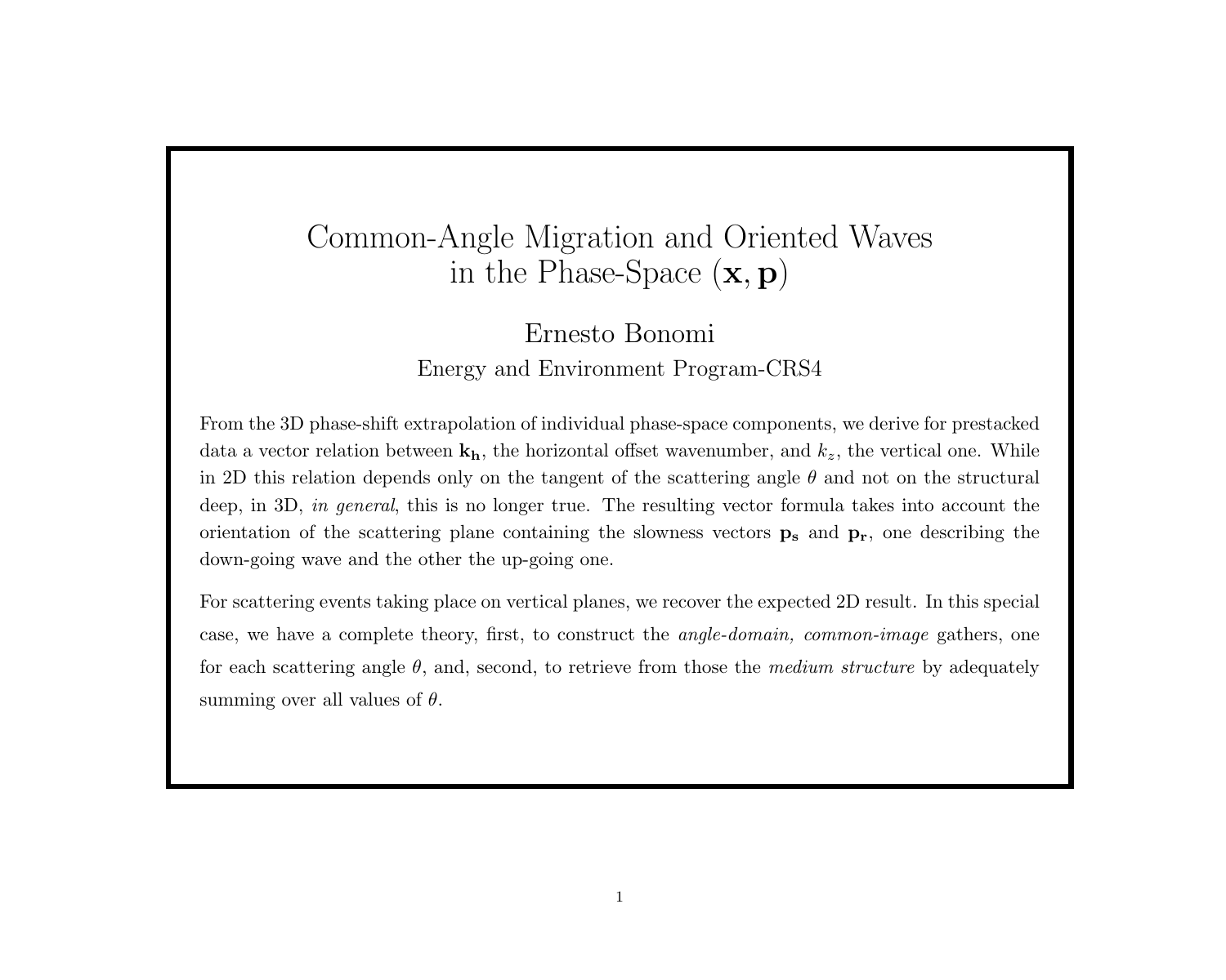# Common-Angle Migration and Oriented Waves in the Phase-Space $(\mathbf{x}, \mathbf{p})$

Ernesto Bonomi

Energy and Environment Program-CRS4

From the 3D phase-shift extrapolation of individual phase-space components, we derive for prestacked data a vector relation between $\mathbf{k_h}$, the horizontal offset wavenumber, and $k_z$, the vertical one. While in 2D this relation depends only on the tangent of the scattering angle $\theta$ and not on the structural deep, in 3D, *in general*, this is no longer true. The resulting vector formula takes into account the orientation of the scattering plane containing the slowness vectors $\mathbf{p_s}$ and $\mathbf{p_r}$, one describing the down-going wave and the other the up-going one.

For scattering events taking place on vertical planes, we recover the expected 2D result. In this special case, we have a complete theory, first, to construct the *angle-domain, common-image* gathers, one for each scattering angle $\theta$, and, second, to retrieve from those the *medium structure* by adequately summing over all values of $\theta$.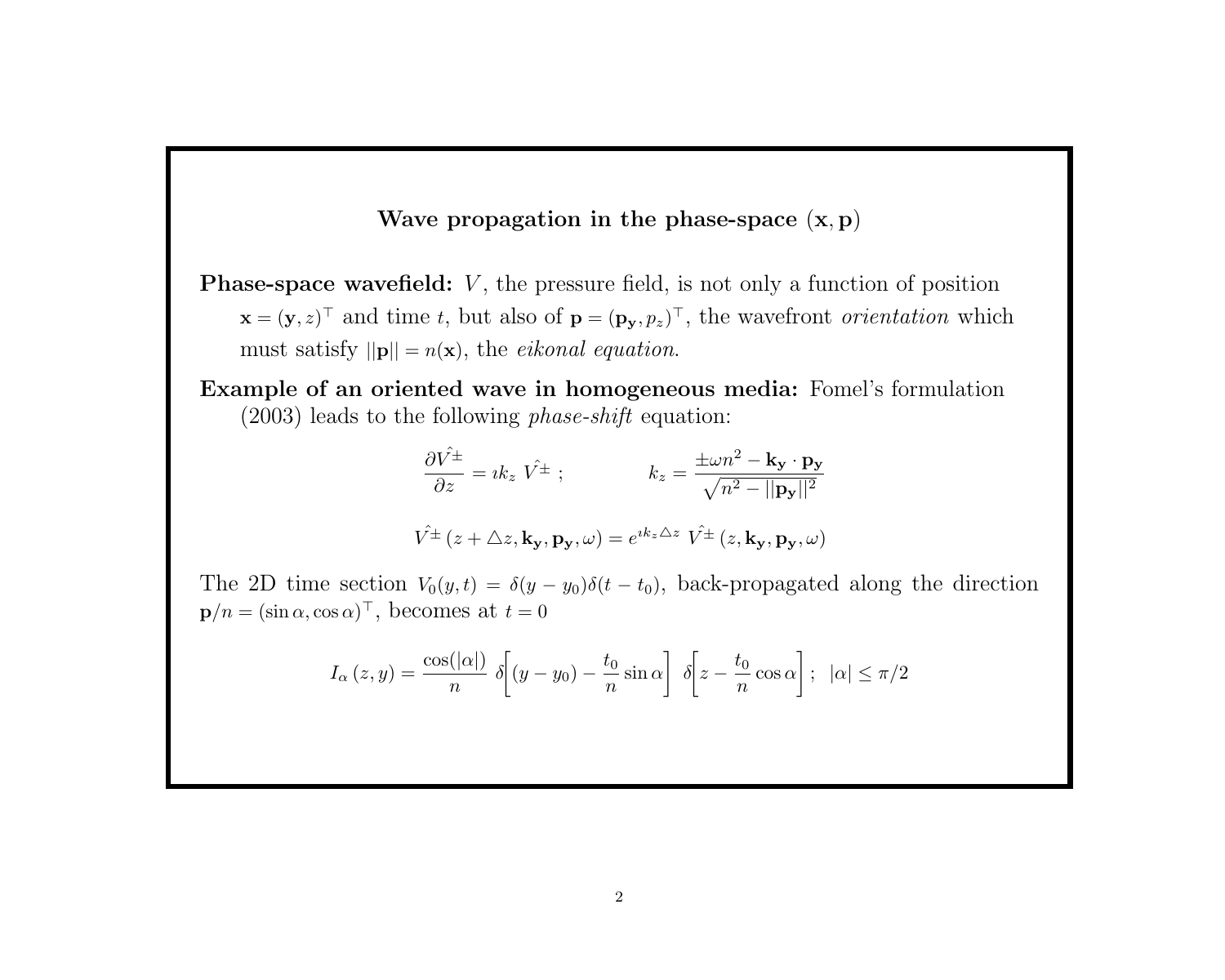## Wave propagation in the phase-space $(\mathbf{x}, \mathbf{p})$

**Phase-space wavefield:** $V$, the pressure field, is not only a function of position $\mathbf{x} = (\mathbf{y}, z)^\top$ and time $t$, but also of $\mathbf{p} = (\mathbf{p_y}, p_z)^\top$, the wavefront *orientation* which must satisfy $||\mathbf{p}|| = n(\mathbf{x})$, the *eikonal equation*.

**Example of an oriented wave in homogeneous media:** Fomel's formulation (2003) leads to the following *phase-shift* equation:

$$\frac{\partial \hat{V^{\pm}}}{\partial z} = \imath k_z \; \hat{V^{\pm}} \; ; \qquad\qquad k_z = \frac{\pm \omega n^2 - \mathbf{k_y} \cdot \mathbf{p_y}}{\sqrt{n^2 - ||\mathbf{p_y}||^2}}$$

$$\hat{V^{\pm}}\left(z + \triangle z, \mathbf{k_y}, \mathbf{p_y}, \omega\right) = e^{\imath k_z \triangle z} \; \hat{V^{\pm}}\left(z, \mathbf{k_y}, \mathbf{p_y}, \omega\right)$$

The 2D time section $V_0(y,t) = \delta(y - y_0)\delta(t - t_0)$, back-propagated along the direction $\mathbf{p}/n = (\sin\alpha, \cos\alpha)^\top$, becomes at $t = 0$

$$I_\alpha\left(z, y\right) = \frac{\cos(|\alpha|)}{n} \; \delta\!\left[(y - y_0) - \frac{t_0}{n}\sin\alpha\right] \; \delta\!\left[z - \frac{t_0}{n}\cos\alpha\right] ; \;\; |\alpha| \leq \pi/2$$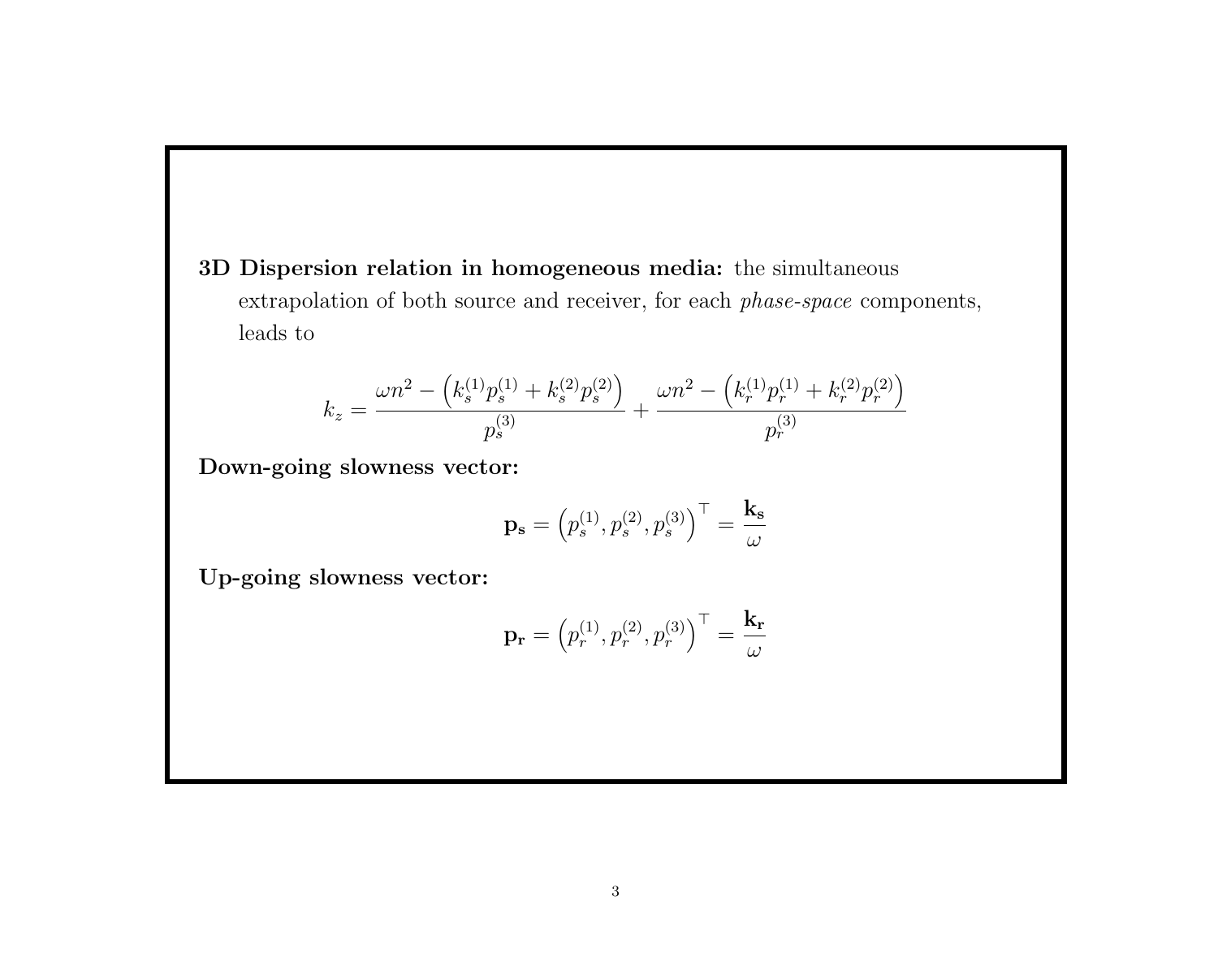**3D Dispersion relation in homogeneous media:** the simultaneous extrapolation of both source and receiver, for each *phase-space* components, leads to

$$k_z = \frac{\omega n^2 - \left(k_s^{(1)} p_s^{(1)} + k_s^{(2)} p_s^{(2)}\right)}{p_s^{(3)}} + \frac{\omega n^2 - \left(k_r^{(1)} p_r^{(1)} + k_r^{(2)} p_r^{(2)}\right)}{p_r^{(3)}}$$

**Down-going slowness vector:**

$$\mathbf{p_s} = \left(p_s^{(1)}, p_s^{(2)}, p_s^{(3)}\right)^\top = \frac{\mathbf{k_s}}{\omega}$$

**Up-going slowness vector:**

$$\mathbf{p_r} = \left(p_r^{(1)}, p_r^{(2)}, p_r^{(3)}\right)^\top = \frac{\mathbf{k_r}}{\omega}$$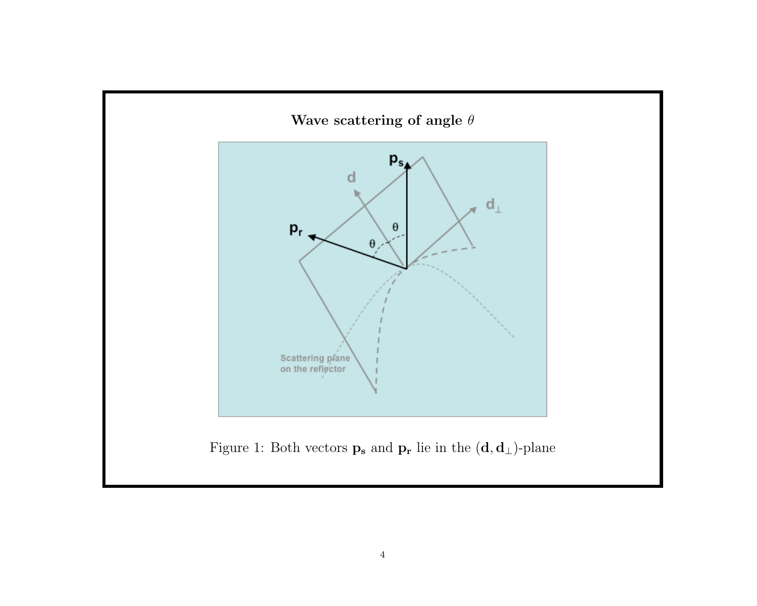**Wave scattering of angle $\theta$**

Figure 1: Both vectors $\mathbf{p_s}$ and $\mathbf{p_r}$ lie in the $(\mathbf{d}, \mathbf{d}_\perp)$-plane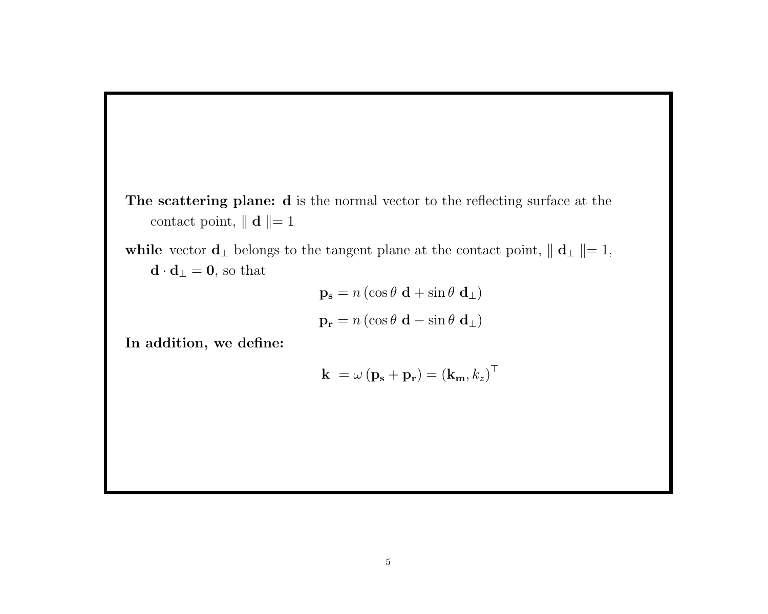**The scattering plane:** $\mathbf{d}$ is the normal vector to the reflecting surface at the contact point, $\| \mathbf{d} \| = 1$

**while** vector $\mathbf{d}_\perp$ belongs to the tangent plane at the contact point, $\| \mathbf{d}_\perp \| = 1$, $\mathbf{d} \cdot \mathbf{d}_\perp = \mathbf{0}$, so that

$$\mathbf{p_s} = n \left( \cos\theta \ \mathbf{d} + \sin\theta \ \mathbf{d}_\perp \right)$$

$$\mathbf{p_r} = n \left( \cos\theta \ \mathbf{d} - \sin\theta \ \mathbf{d}_\perp \right)$$

**In addition, we define:**

$$\mathbf{k} \ = \omega \left( \mathbf{p_s} + \mathbf{p_r} \right) = \left( \mathbf{k_m}, k_z \right)^\top$$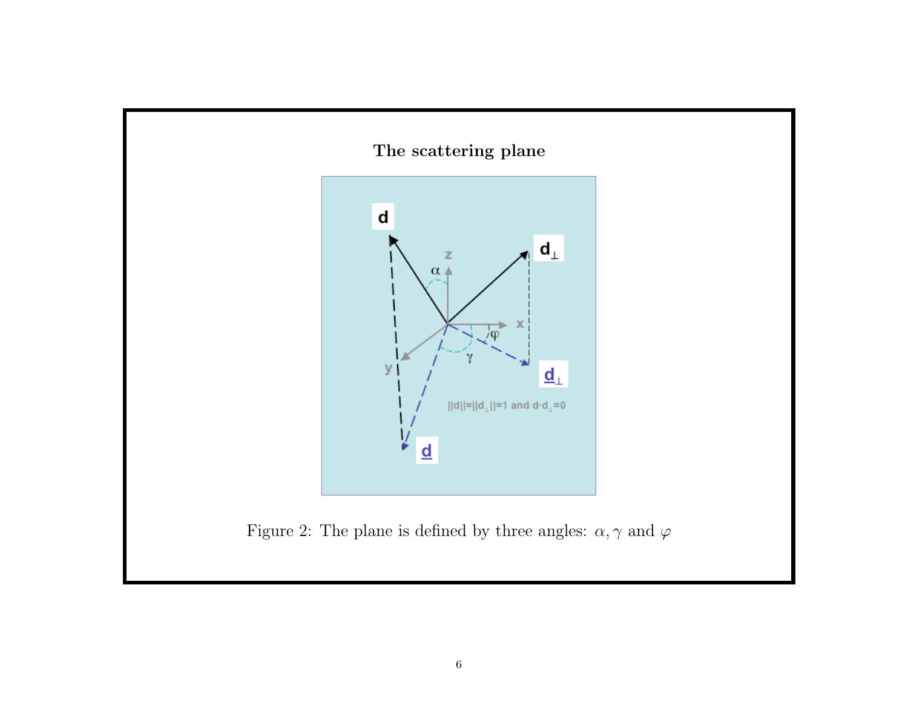**The scattering plane**

Figure 2: The plane is defined by three angles: $\alpha, \gamma$ and $\varphi$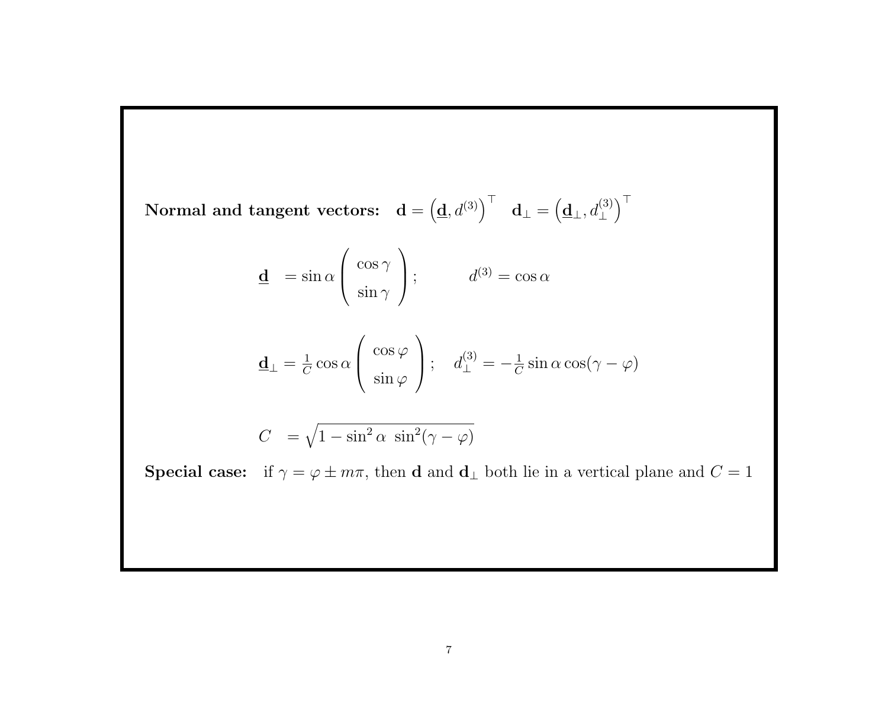**Normal and tangent vectors:** $\mathbf{d} = \left(\underline{\mathbf{d}}, d^{(3)}\right)^\top$ $\mathbf{d}_\perp = \left(\underline{\mathbf{d}}_\perp, d_\perp^{(3)}\right)^\top$

$$\underline{\mathbf{d}} = \sin\alpha \begin{pmatrix} \cos\gamma \\ \sin\gamma \end{pmatrix}; \qquad d^{(3)} = \cos\alpha$$

$$\underline{\mathbf{d}}_\perp = \tfrac{1}{C}\cos\alpha \begin{pmatrix} \cos\varphi \\ \sin\varphi \end{pmatrix}; \quad d_\perp^{(3)} = -\tfrac{1}{C}\sin\alpha\cos(\gamma - \varphi)$$

$$C = \sqrt{1 - \sin^2\alpha\ \sin^2(\gamma - \varphi)}$$

**Special case:** if $\gamma = \varphi \pm m\pi$, then $\mathbf{d}$ and $\mathbf{d}_\perp$ both lie in a vertical plane and $C = 1$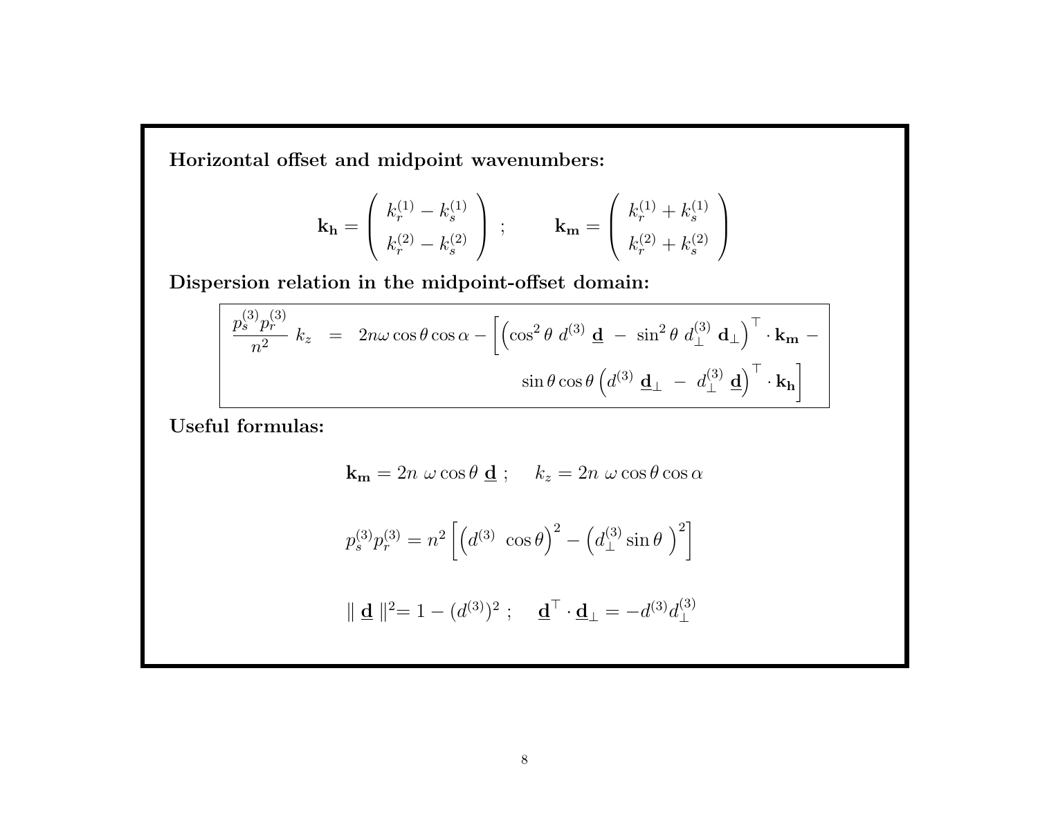**Horizontal offset and midpoint wavenumbers:**

$$\mathbf{k_h} = \begin{pmatrix} k_r^{(1)} - k_s^{(1)} \\ k_r^{(2)} - k_s^{(2)} \end{pmatrix} \; ; \qquad \mathbf{k_m} = \begin{pmatrix} k_r^{(1)} + k_s^{(1)} \\ k_r^{(2)} + k_s^{(2)} \end{pmatrix}$$

**Dispersion relation in the midpoint-offset domain:**

$$\boxed{\begin{aligned} \frac{p_s^{(3)} p_r^{(3)}}{n^2} \; k_z \;\; = \;\; & 2n\omega \cos\theta \cos\alpha - \Big[ \Big( \cos^2\theta \; d^{(3)} \; \underline{\mathbf{d}} \; - \; \sin^2\theta \; d_\perp^{(3)} \; \mathbf{d}_\perp \Big)^\top \cdot \mathbf{k_m} \; - \\ & \qquad \sin\theta \cos\theta \Big( d^{(3)} \; \underline{\mathbf{d}}_\perp \; - \; d_\perp^{(3)} \; \underline{\mathbf{d}} \Big)^\top \cdot \mathbf{k_h} \Big] \end{aligned}}$$

**Useful formulas:**

$$\mathbf{k_m} = 2n \; \omega \cos\theta \; \underline{\mathbf{d}} \; ; \quad k_z = 2n \; \omega \cos\theta \cos\alpha$$

$$p_s^{(3)} p_r^{(3)} = n^2 \left[ \Big( d^{(3)} \; \cos\theta \Big)^2 - \Big( d_\perp^{(3)} \sin\theta \; \Big)^2 \right]$$

$$\| \; \underline{\mathbf{d}} \; \|^2 = 1 - (d^{(3)})^2 \; ; \quad \underline{\mathbf{d}}^\top \cdot \underline{\mathbf{d}}_\perp = -d^{(3)} d_\perp^{(3)}$$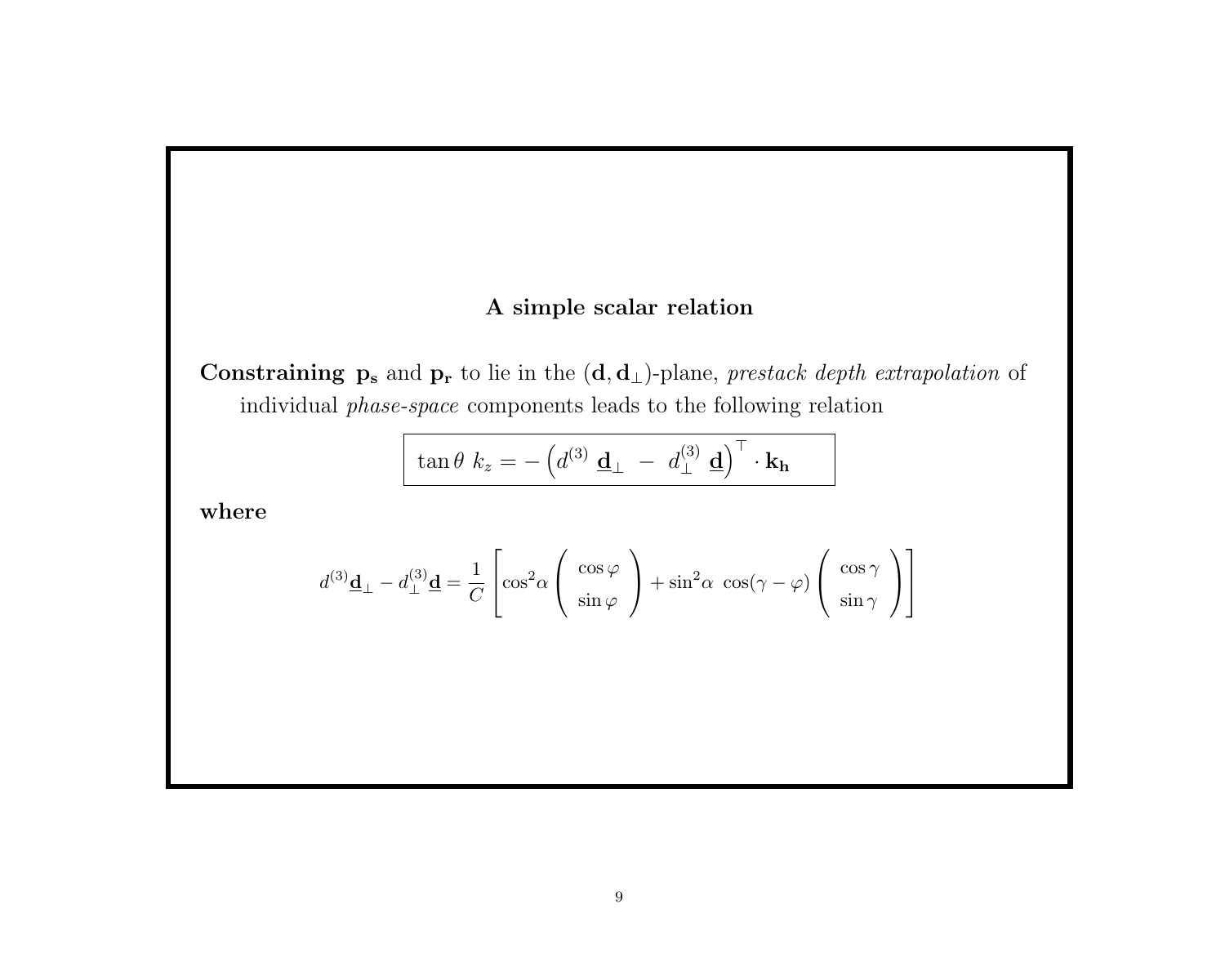## A simple scalar relation

**Constraining $\mathbf{p_s}$** and $\mathbf{p_r}$ to lie in the $(\mathbf{d}, \mathbf{d}_\perp)$-plane, *prestack depth extrapolation* of individual *phase-space* components leads to the following relation

$$\boxed{\tan\theta \; k_z = -\left(d^{(3)} \; \underline{\mathbf{d}}_\perp \; - \; d_\perp^{(3)} \; \underline{\mathbf{d}}\right)^\top \cdot \mathbf{k_h}}$$

**where**

$$d^{(3)}\underline{\mathbf{d}}_\perp - d_\perp^{(3)}\underline{\mathbf{d}} = \frac{1}{C}\left[\cos^2\alpha \begin{pmatrix} \cos\varphi \\ \sin\varphi \end{pmatrix} + \sin^2\alpha \;\cos(\gamma - \varphi) \begin{pmatrix} \cos\gamma \\ \sin\gamma \end{pmatrix}\right]$$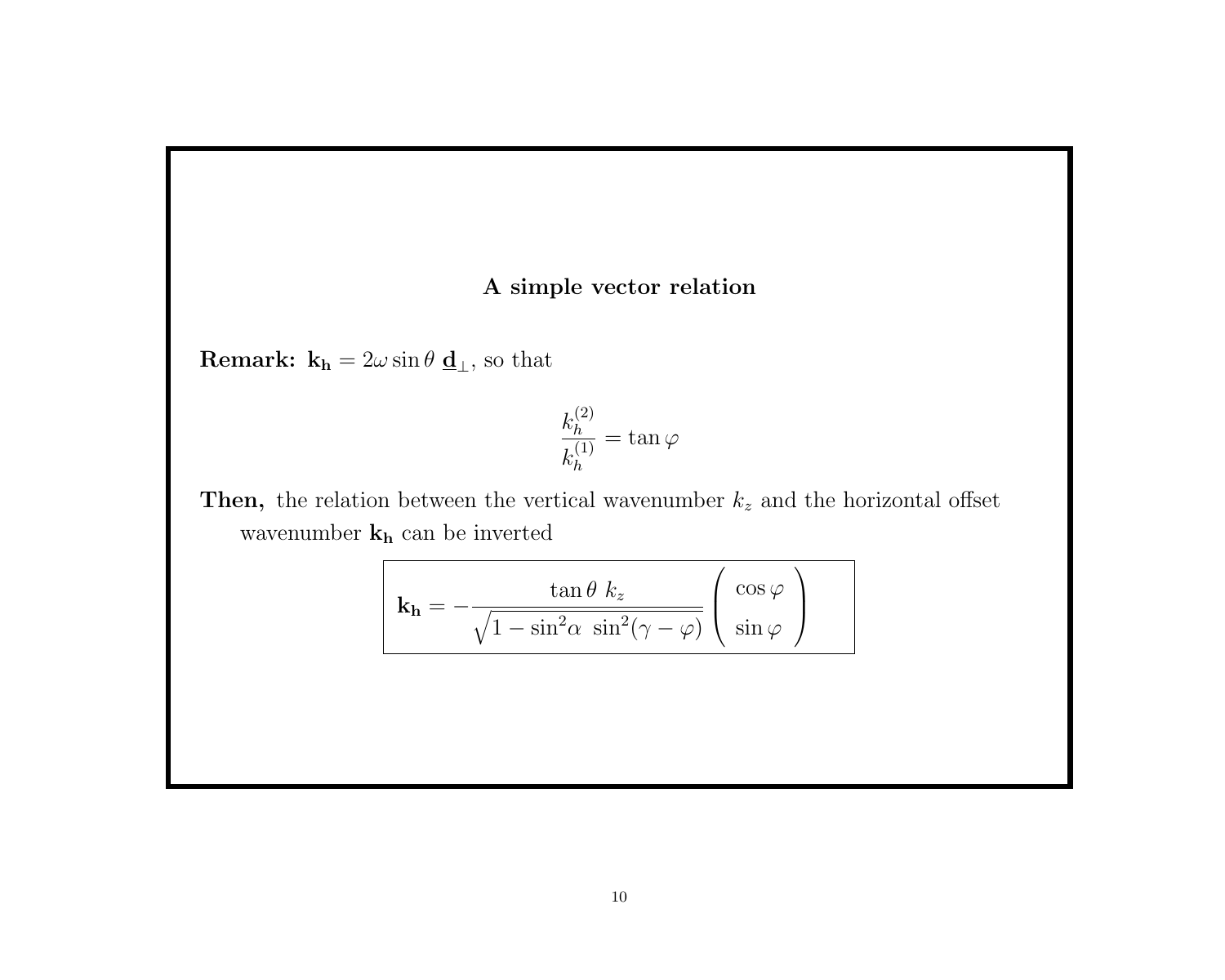### A simple vector relation

**Remark:** $\mathbf{k_h} = 2\omega \sin\theta \ \underline{\mathbf{d}}_\perp$, so that

$$\frac{k_h^{(2)}}{k_h^{(1)}} = \tan\varphi$$

**Then,** the relation between the vertical wavenumber $k_z$ and the horizontal offset wavenumber $\mathbf{k_h}$ can be inverted

$$\boxed{\mathbf{k_h} = -\frac{\tan\theta \ k_z}{\sqrt{1 - \sin^2\!\alpha \ \sin^2(\gamma - \varphi)}} \begin{pmatrix} \cos\varphi \\ \sin\varphi \end{pmatrix}}$$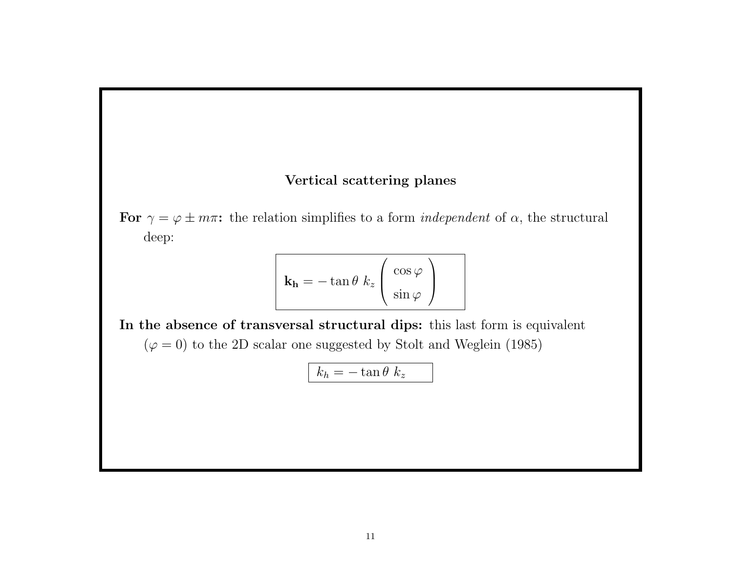## Vertical scattering planes

**For $\gamma = \varphi \pm m\pi$:** the relation simplifies to a form *independent* of $\alpha$, the structural deep:

$$\boxed{\mathbf{k_h} = -\tan\theta \; k_z \begin{pmatrix} \cos\varphi \\ \sin\varphi \end{pmatrix}}$$

**In the absence of transversal structural dips:** this last form is equivalent ($\varphi = 0$) to the 2D scalar one suggested by Stolt and Weglein (1985)

$$\boxed{k_h = -\tan\theta \; k_z}$$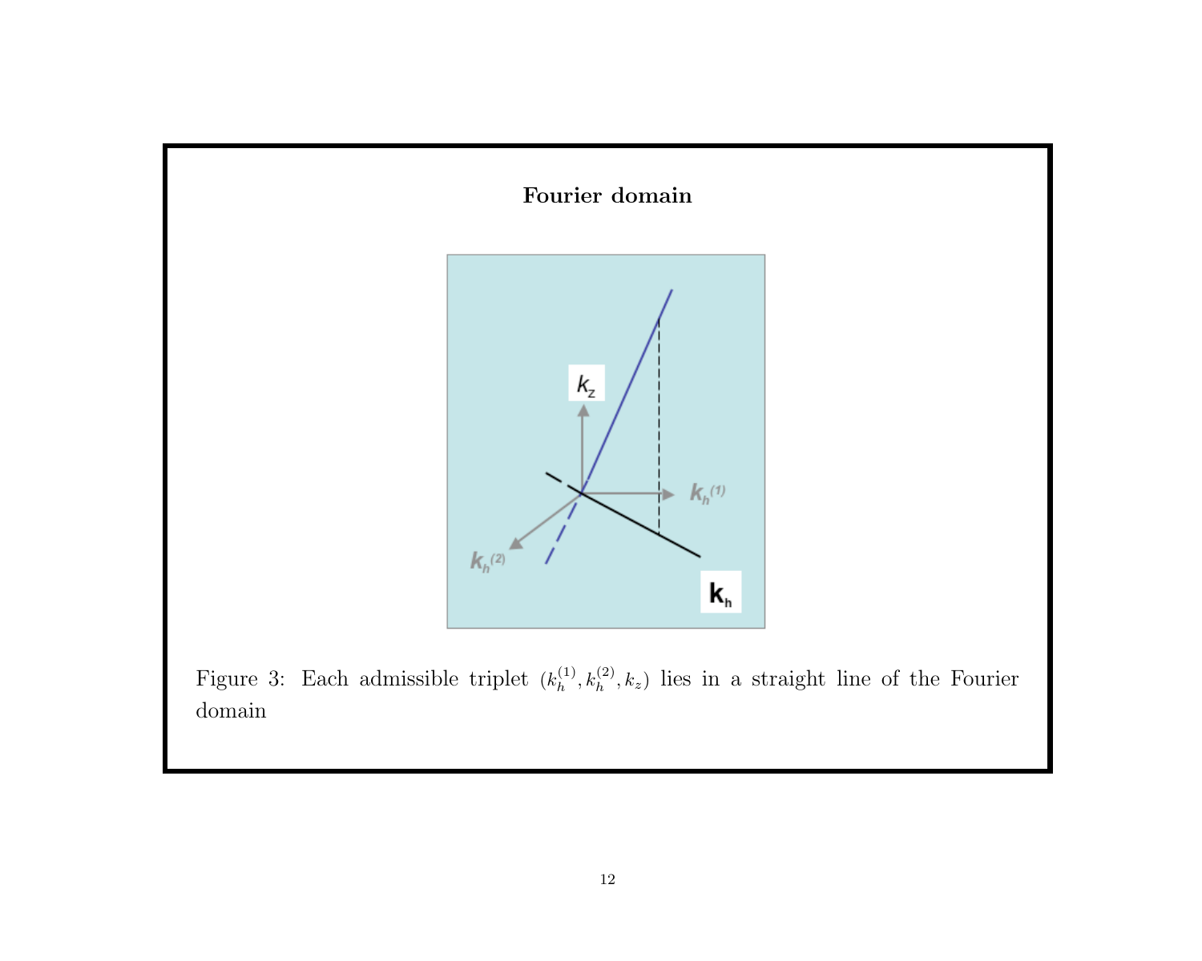**Fourier domain**

Figure 3: Each admissible triplet $(k_h^{(1)}, k_h^{(2)}, k_z)$ lies in a straight line of the Fourier domain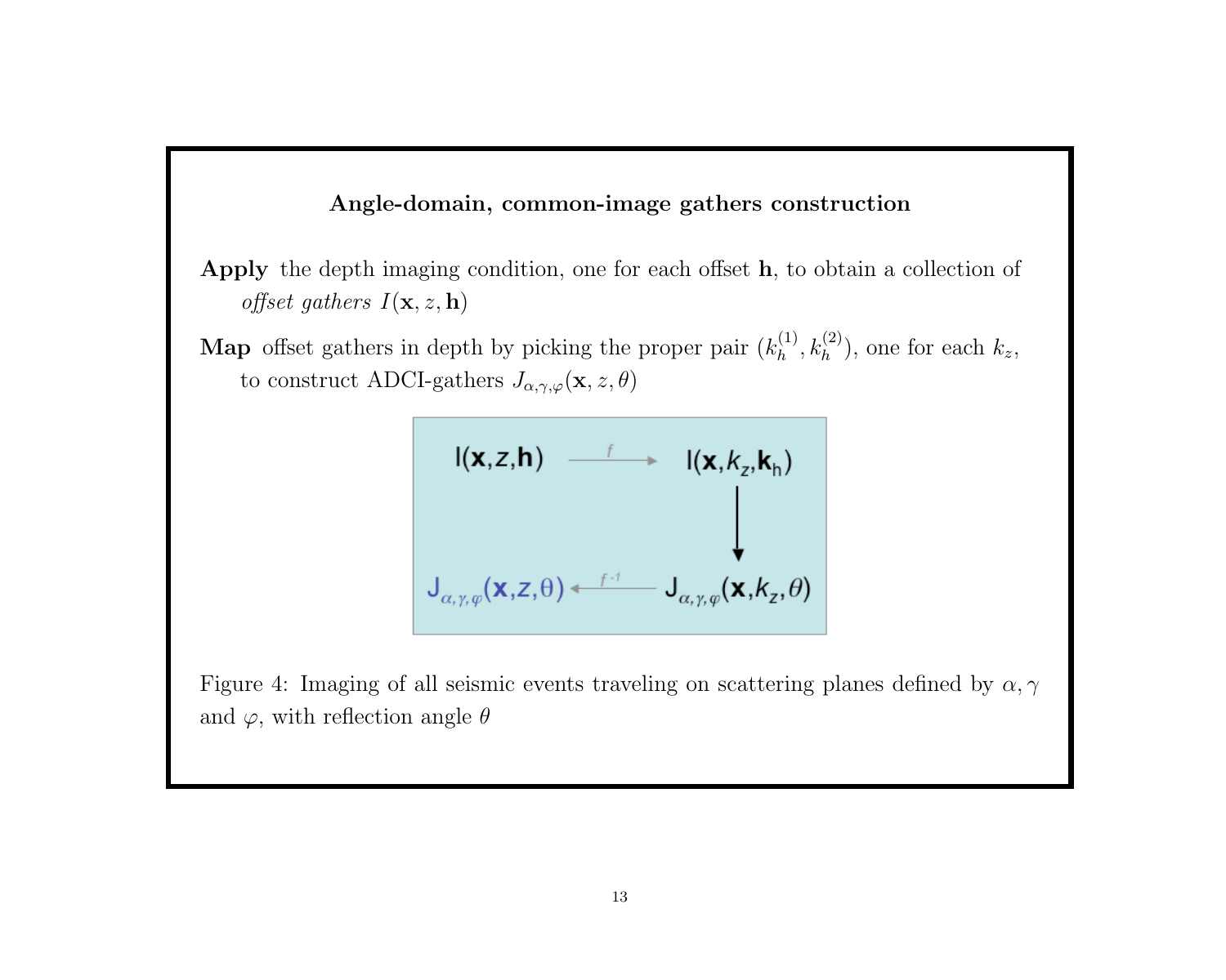### Angle-domain, common-image gathers construction

**Apply** the depth imaging condition, one for each offset $\mathbf{h}$, to obtain a collection of *offset gathers* $I(\mathbf{x}, z, \mathbf{h})$

**Map** offset gathers in depth by picking the proper pair $(k_h^{(1)}, k_h^{(2)})$, one for each $k_z$, to construct ADCI-gathers $J_{\alpha,\gamma,\varphi}(\mathbf{x}, z, \theta)$

$$
\begin{array}{ccc}
I(\mathbf{x}, z, \mathbf{h}) & \xrightarrow{\;f\;} & I(\mathbf{x}, k_z, \mathbf{k}_h) \\
 & & \downarrow \\
J_{\alpha,\gamma,\varphi}(\mathbf{x}, z, \theta) & \xleftarrow{\;f^{-1}\;} & J_{\alpha,\gamma,\varphi}(\mathbf{x}, k_z, \theta)
\end{array}
$$

Figure 4: Imaging of all seismic events traveling on scattering planes defined by $\alpha, \gamma$ and $\varphi$, with reflection angle $\theta$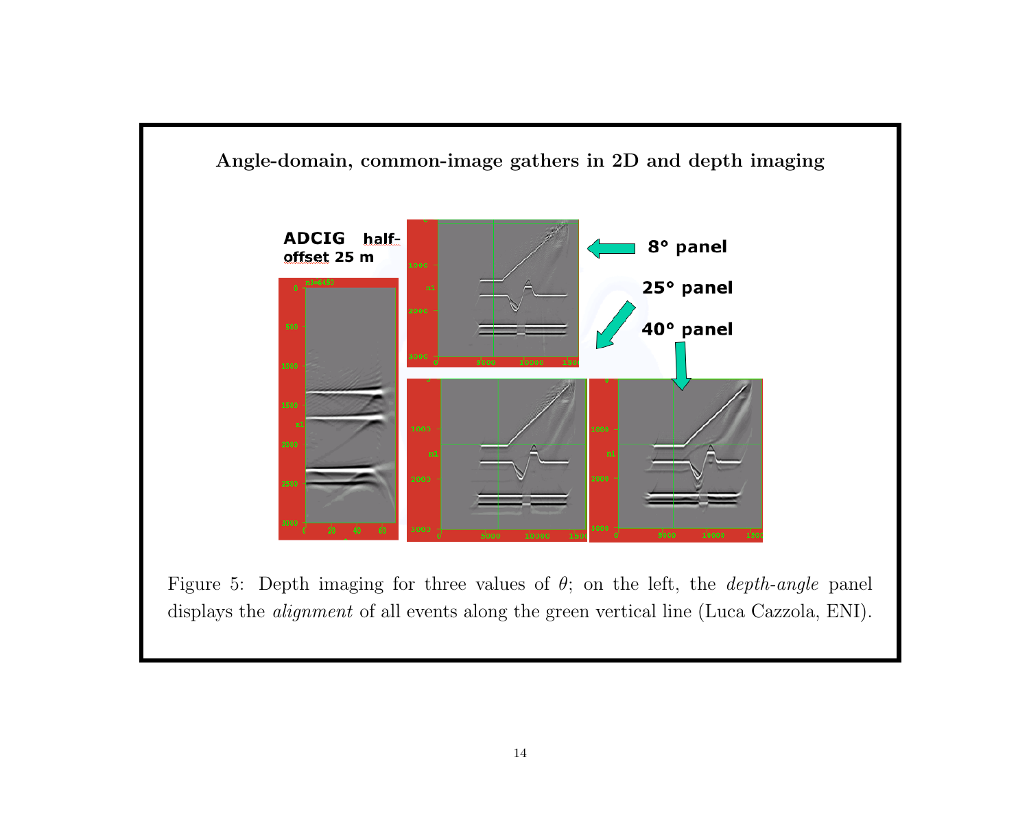**Angle-domain, common-image gathers in 2D and depth imaging**

Figure 5: Depth imaging for three values of $\theta$; on the left, the *depth-angle* panel displays the *alignment* of all events along the green vertical line (Luca Cazzola, ENI).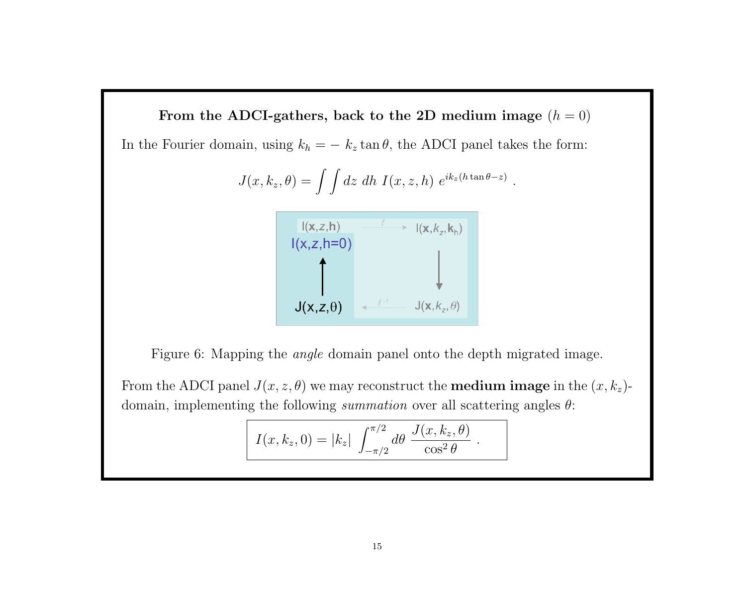**From the ADCI-gathers, back to the 2D medium image** $(h = 0)$

In the Fourier domain, using $k_h = -\, k_z \tan\theta$, the ADCI panel takes the form:

$$J(x, k_z, \theta) = \int\int dz\ dh\ I(x, z, h)\ e^{ik_z(h\tan\theta - z)}\ .$$

I(x,z,h)

f

I(x,$k_z$,$k_h$)

I(x,z,h=0)

J(x,z,θ)

$f^{-1}$

J(x,$k_z$,θ)

Figure 6: Mapping the *angle* domain panel onto the depth migrated image.

From the ADCI panel $J(x, z, \theta)$ we may reconstruct the **medium image** in the $(x, k_z)$-domain, implementing the following *summation* over all scattering angles $\theta$:

$$I(x, k_z, 0) = |k_z|\ \int_{-\pi/2}^{\pi/2} d\theta\ \frac{J(x, k_z, \theta)}{\cos^2\theta}\ .$$